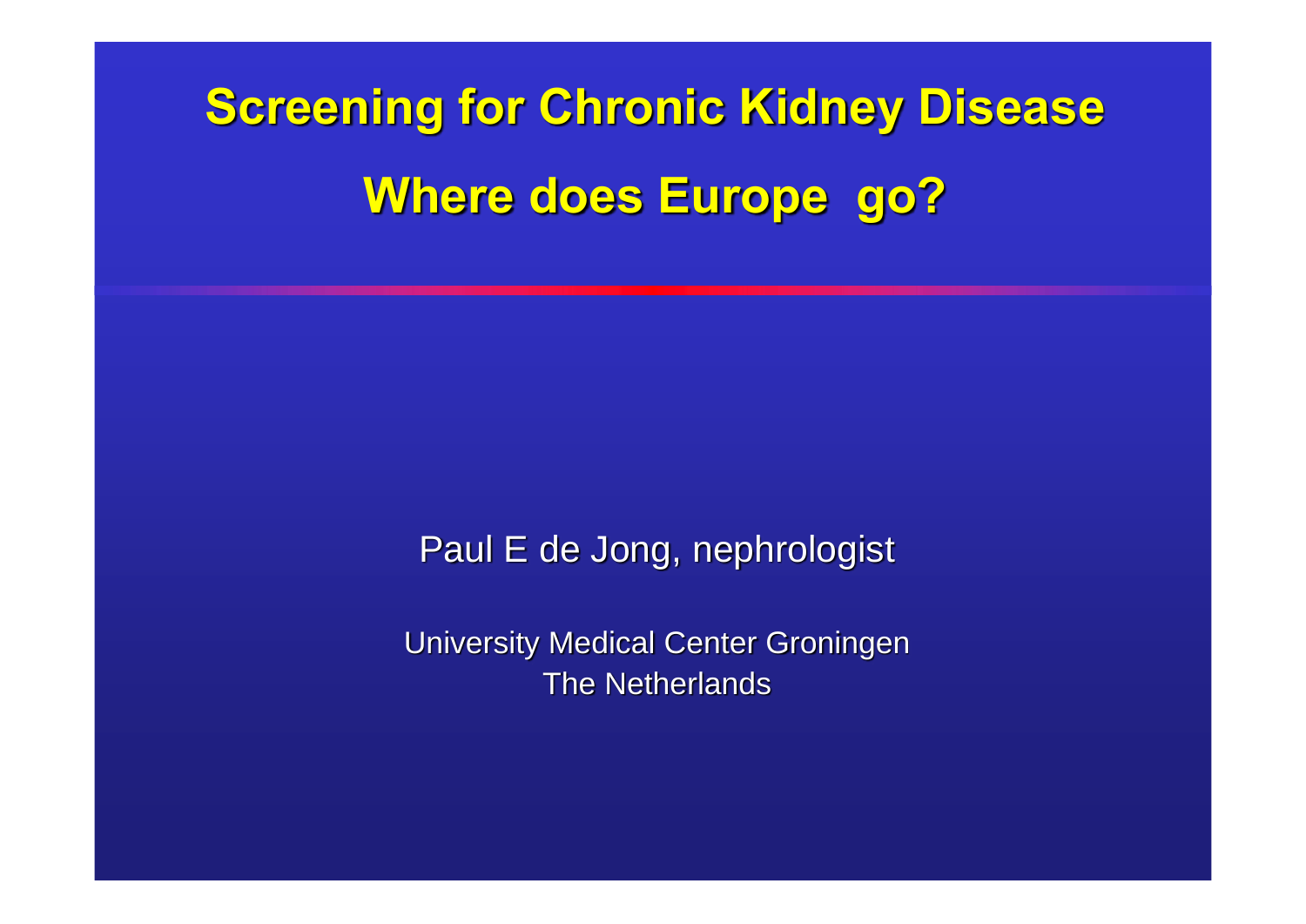# Screening for Chronic Kidney Disease

# Where does Europe go?

Paul E de Jong, nephrologist

University Medical Center Groningen
The Netherlands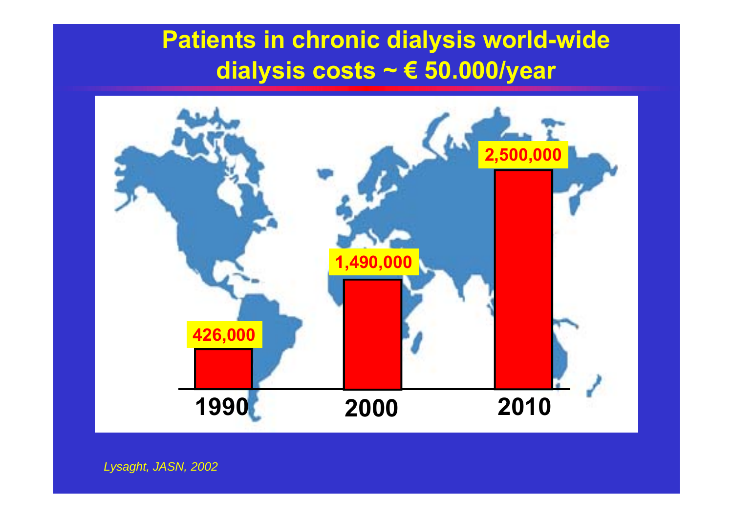# Patients in chronic dialysis world-wide dialysis costs ~ € 50.000/year

| 1990 | 2000 | 2010 |
| --- | --- | --- |
| 426,000 | 1,490,000 | 2,500,000 |

*Lysaght, JASN, 2002*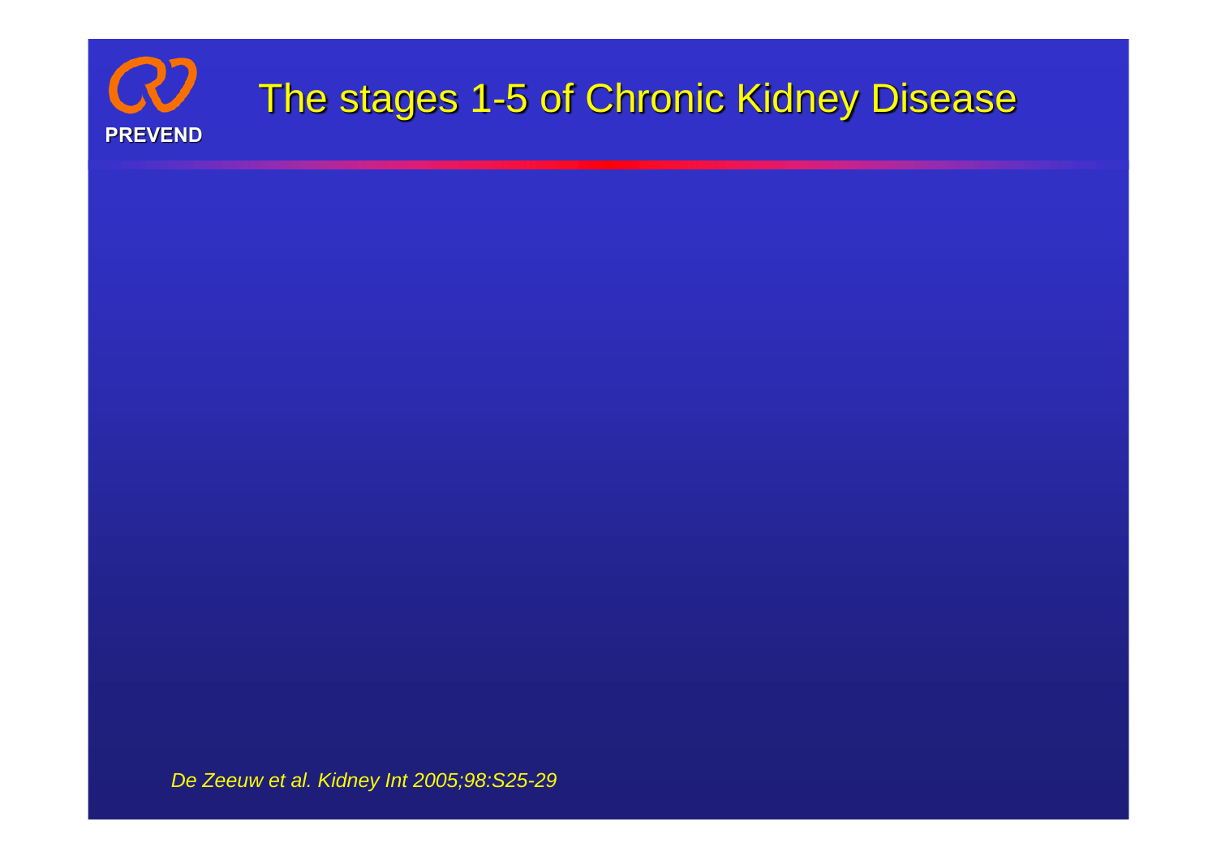# The stages 1-5 of Chronic Kidney Disease

*De Zeeuw et al. Kidney Int 2005;98:S25-29*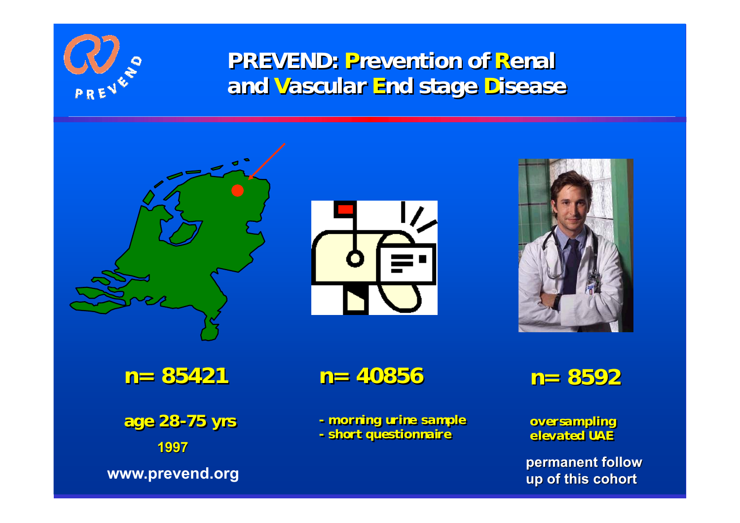# PREVEND: Prevention of Renal and Vascular End stage Disease

**n= 85421**

**age 28-75 yrs**

**1997**

**www.prevend.org**

**n= 40856**

- morning urine sample
- short questionnaire

**n= 8592**

**oversampling elevated UAE**

**permanent follow up of this cohort**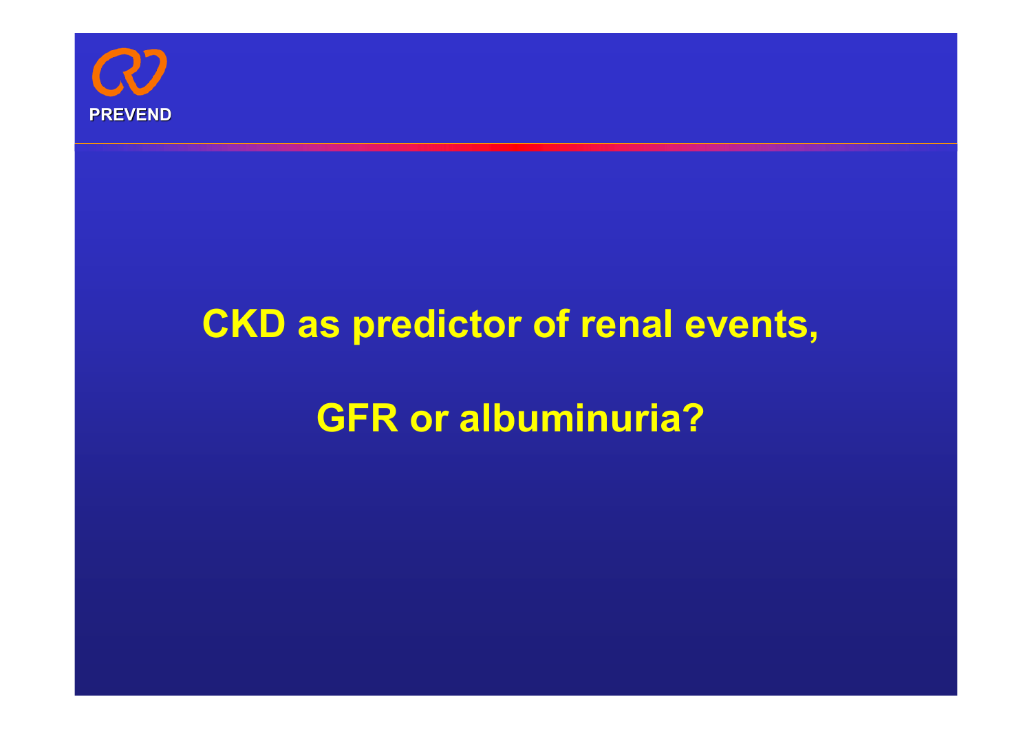# CKD as predictor of renal events,

# GFR or albuminuria?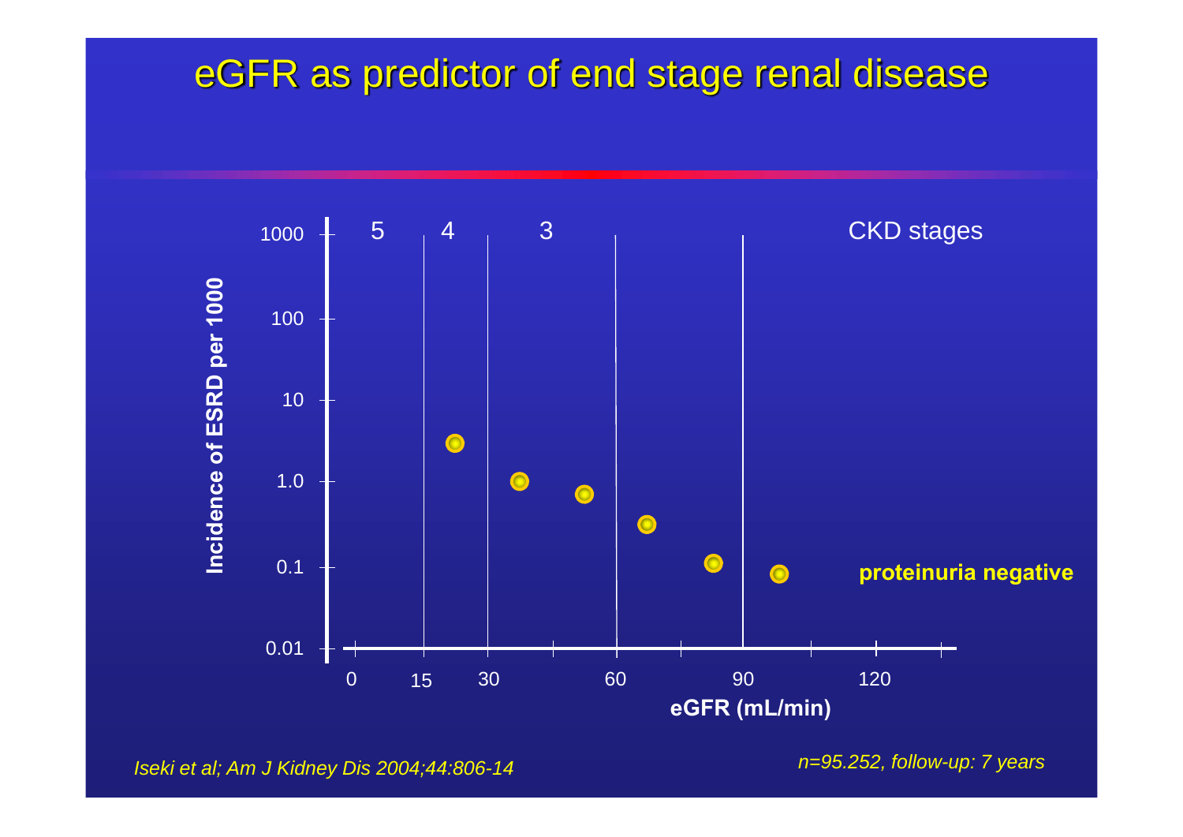# eGFR as predictor of end stage renal disease

CKD stages: 5, 4, 3

Incidence of ESRD per 1000

1000
100
10
1.0
0.1
0.01

0 15 30 60 90 120

eGFR (mL/min)

**proteinuria negative**

*Iseki et al; Am J Kidney Dis 2004;44:806-14*

*n=95.252, follow-up: 7 years*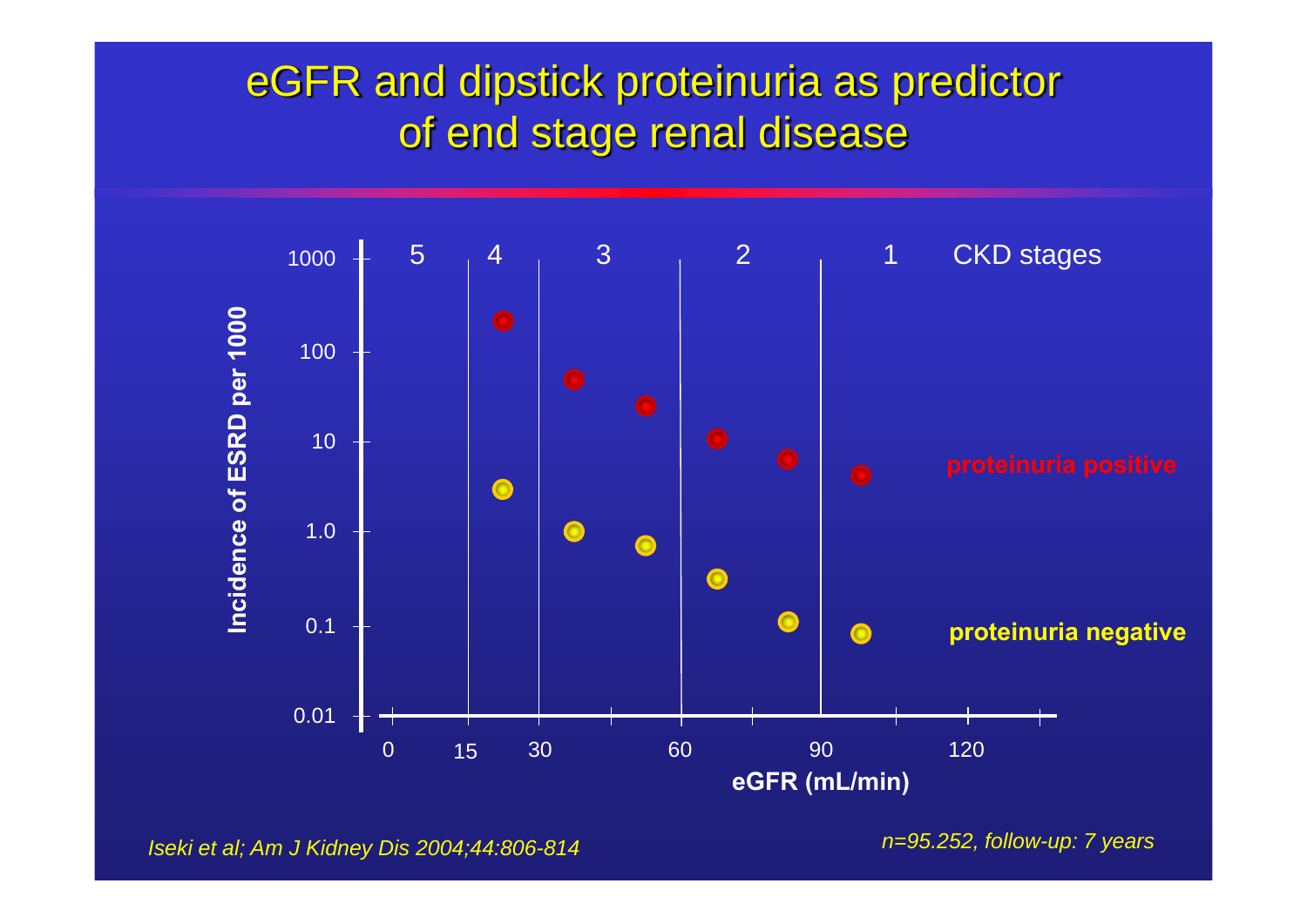# eGFR and dipstick proteinuria as predictor of end stage renal disease

CKD stages: 5, 4, 3, 2, 1

Incidence of ESRD per 1000

1000, 100, 10, 1.0, 0.1, 0.01

0, 15, 30, 60, 90, 120

eGFR (mL/min)

proteinuria positive

proteinuria negative

*Iseki et al; Am J Kidney Dis 2004;44:806-814*

*n=95.252, follow-up: 7 years*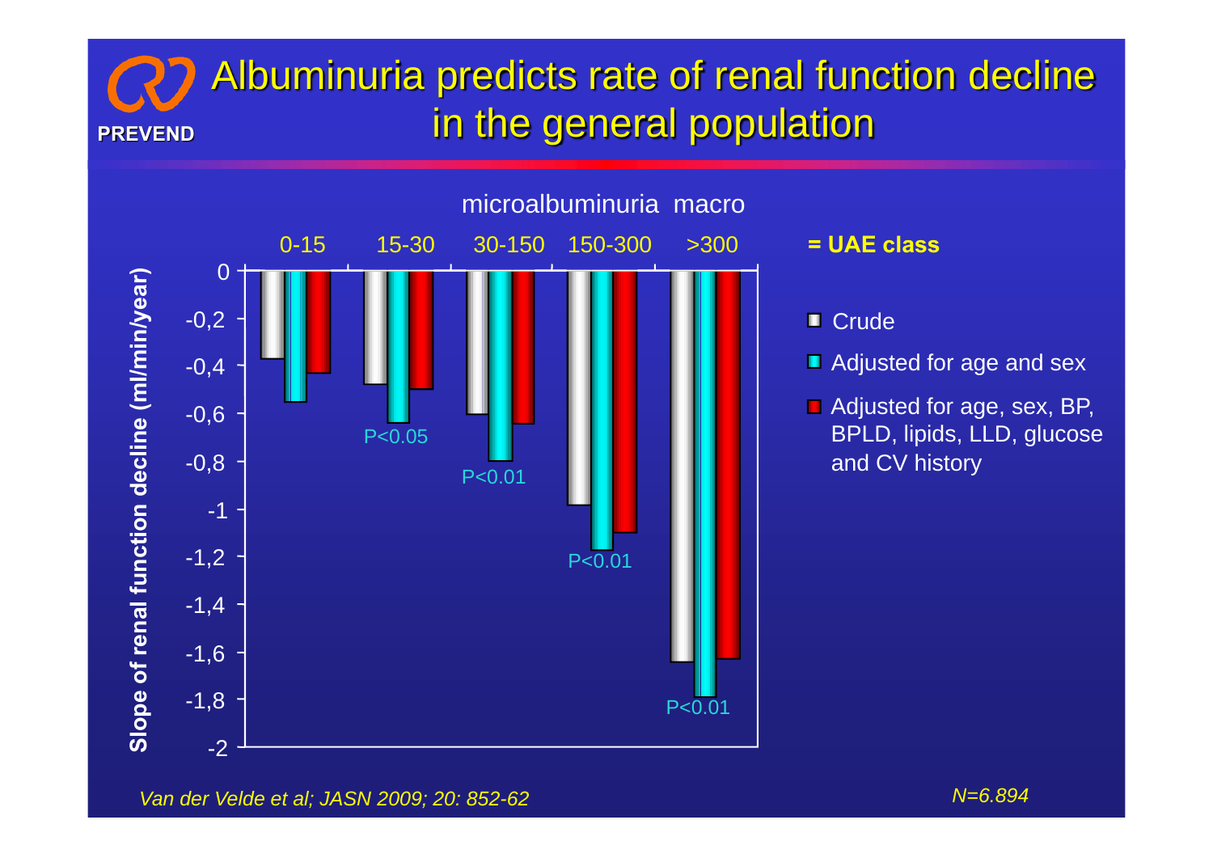# Albuminuria predicts rate of renal function decline in the general population

PREVEND

microalbuminuria macro

| UAE class | 0-15 | 15-30 | 30-150 | 150-300 | >300 |
|---|---|---|---|---|---|
| P-value |  | P<0.05 | P<0.01 | P<0.01 | P<0.01 |

Slope of renal function decline (ml/min/year)

- Crude
- Adjusted for age and sex
- Adjusted for age, sex, BP, BPLD, lipids, LLD, glucose and CV history

*Van der Velde et al; JASN 2009; 20: 852-62*

*N=6.894*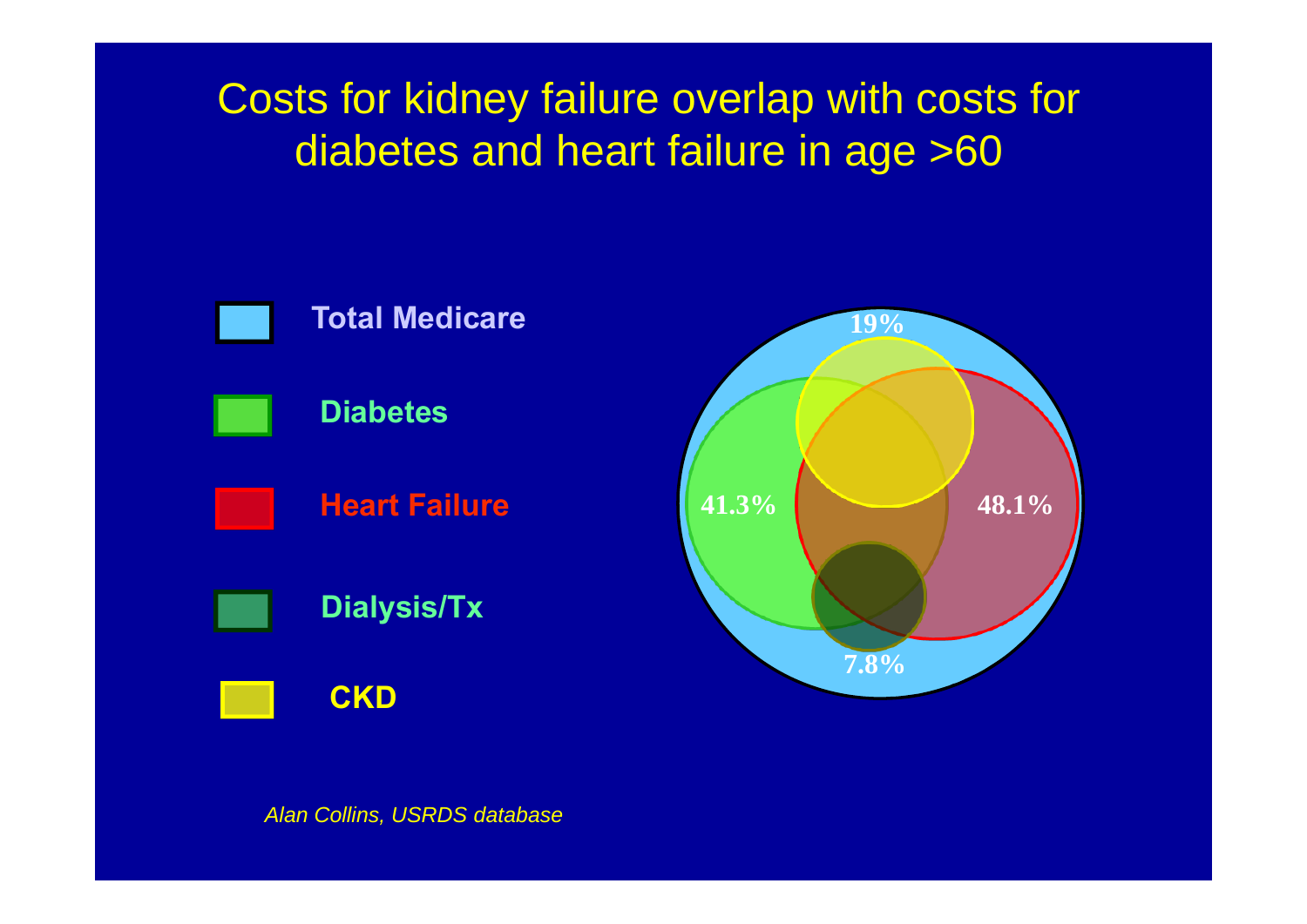# Costs for kidney failure overlap with costs for diabetes and heart failure in age >60

- Total Medicare
- Diabetes
- Heart Failure
- Dialysis/Tx
- CKD

19%

41.3%

48.1%

7.8%

*Alan Collins, USRDS database*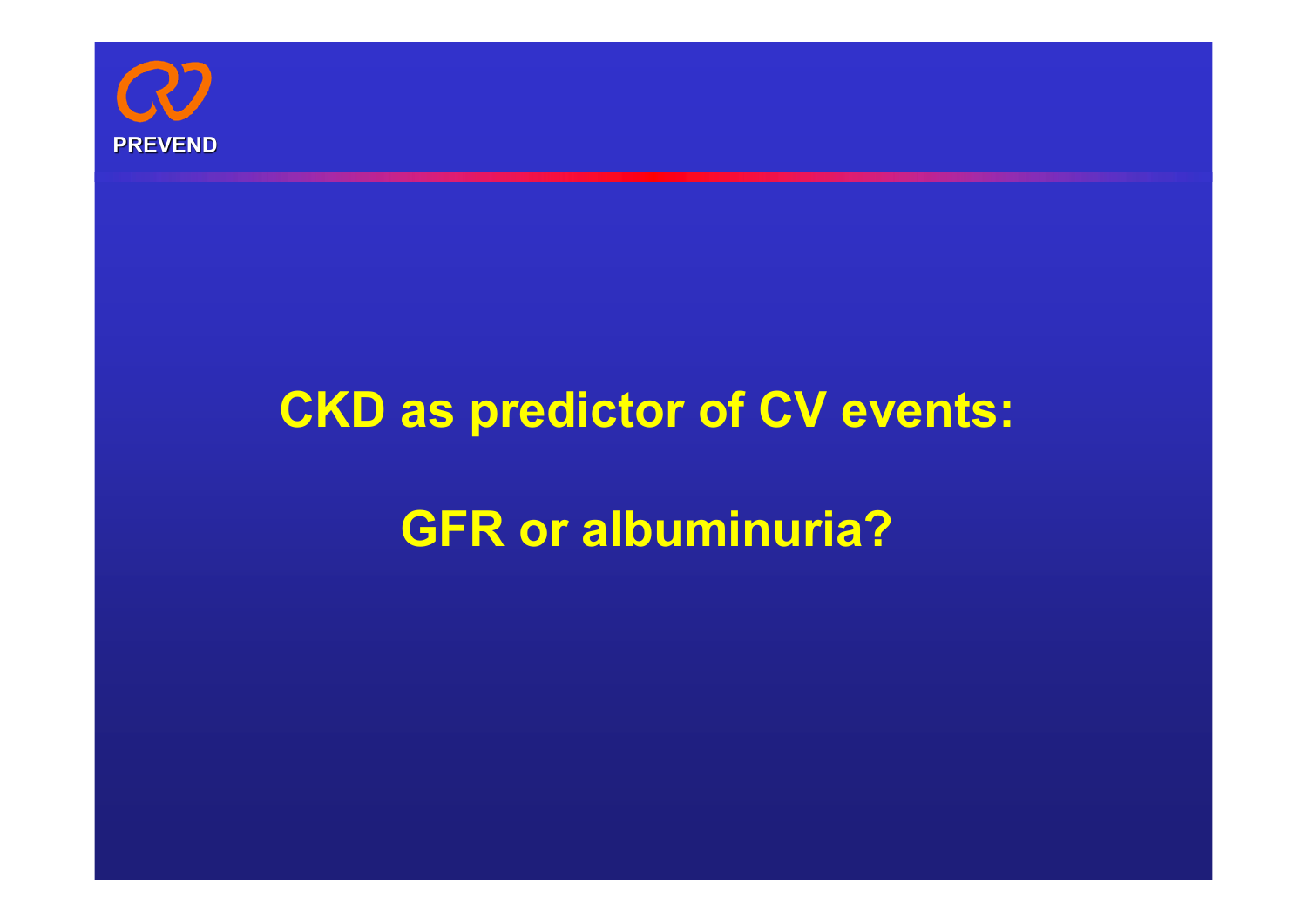PREVEND

# CKD as predictor of CV events:

# GFR or albuminuria?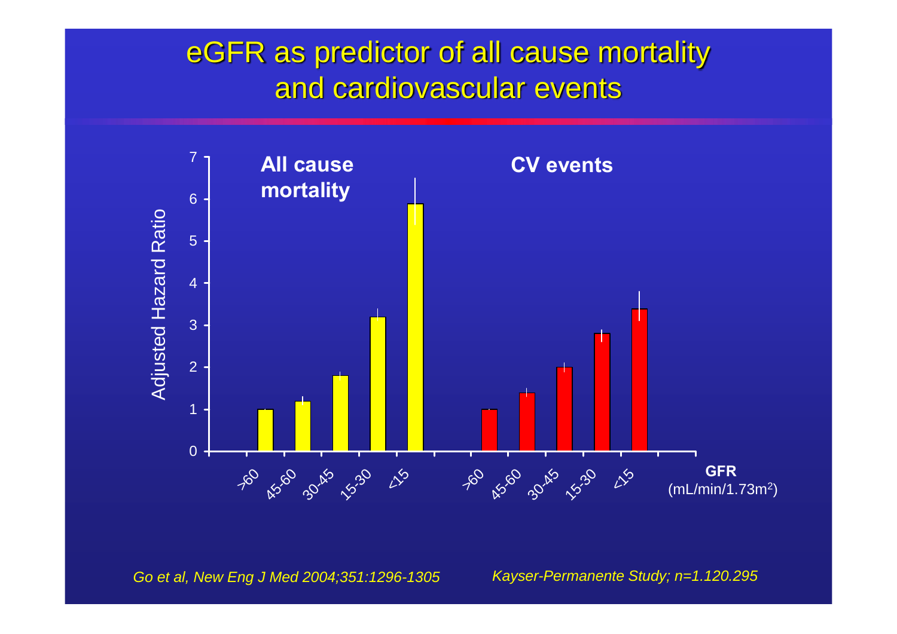# eGFR as predictor of all cause mortality and cardiovascular events

Adjusted Hazard Ratio

**All cause mortality**

**CV events**

| GFR ($mL/min/1.73m^2$) | All cause mortality | CV events |
| --- | --- | --- |
| >60 | 1.0 | 1.0 |
| 45-60 | 1.2 | 1.4 |
| 30-45 | 1.8 | 2.0 |
| 15-30 | 3.2 | 2.8 |
| <15 | 5.9 | 3.4 |

*Go et al, New Eng J Med 2004;351:1296-1305*

*Kayser-Permanente Study; n=1.120.295*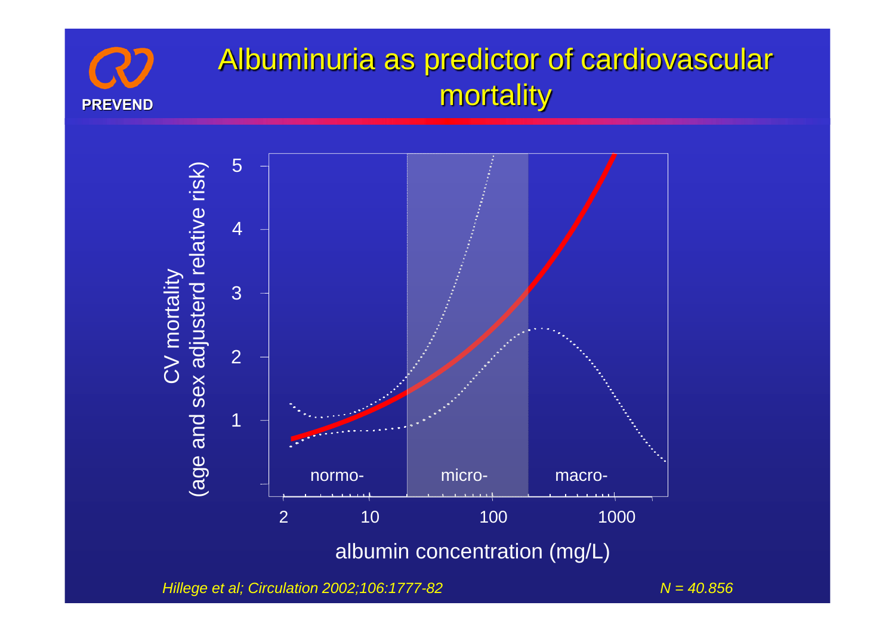# Albuminuria as predictor of cardiovascular mortality

PREVEND

CV mortality (age and sex adjusterd relative risk)

5
4
3
2
1

normo- | micro- | macro-

2 | 10 | 100 | 1000

albumin concentration (mg/L)

*Hillege et al; Circulation 2002;106:1777-82*

*N = 40.856*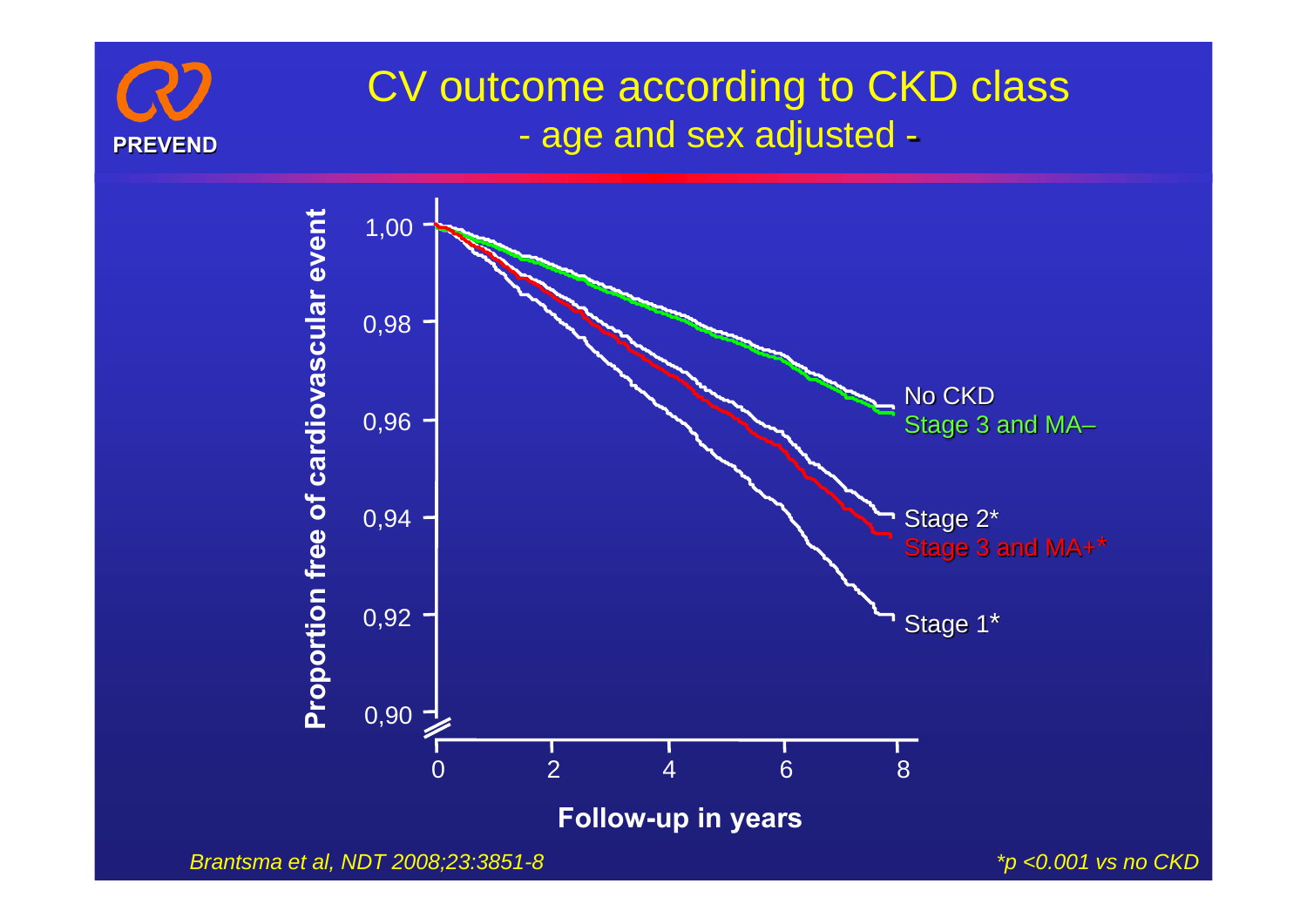PREVEND

# CV outcome according to CKD class

## - age and sex adjusted -

Proportion free of cardiovascular event

1,00
0,98
0,96
0,94
0,92
0,90

0 2 4 6 8

Follow-up in years

No CKD
Stage 3 and MA–

Stage 2*
Stage 3 and MA+*

Stage 1*

*Brantsma et al, NDT 2008;23:3851-8*

*\*p <0.001 vs no CKD*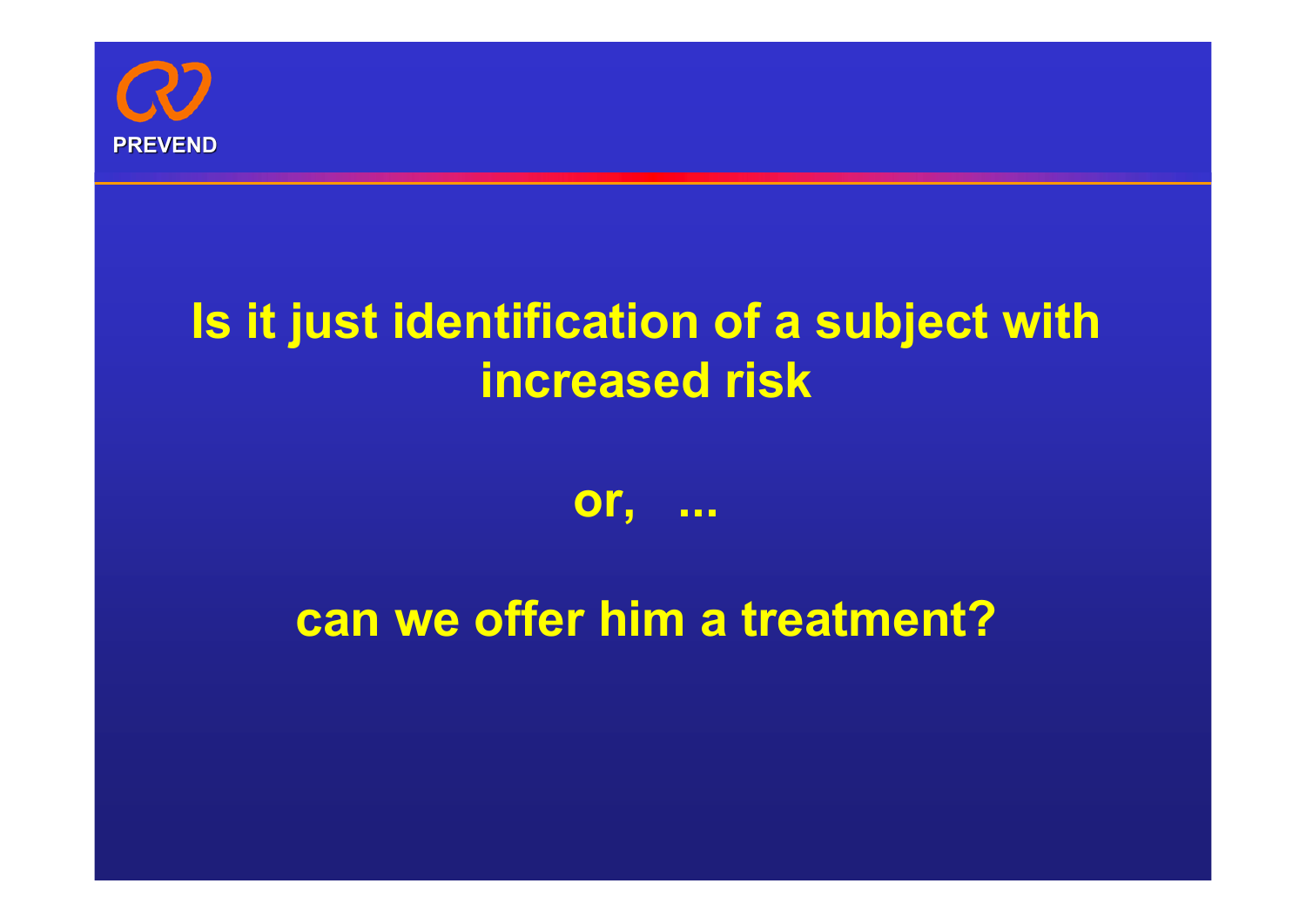PREVEND

# Is it just identification of a subject with increased risk

or, ...

# can we offer him a treatment?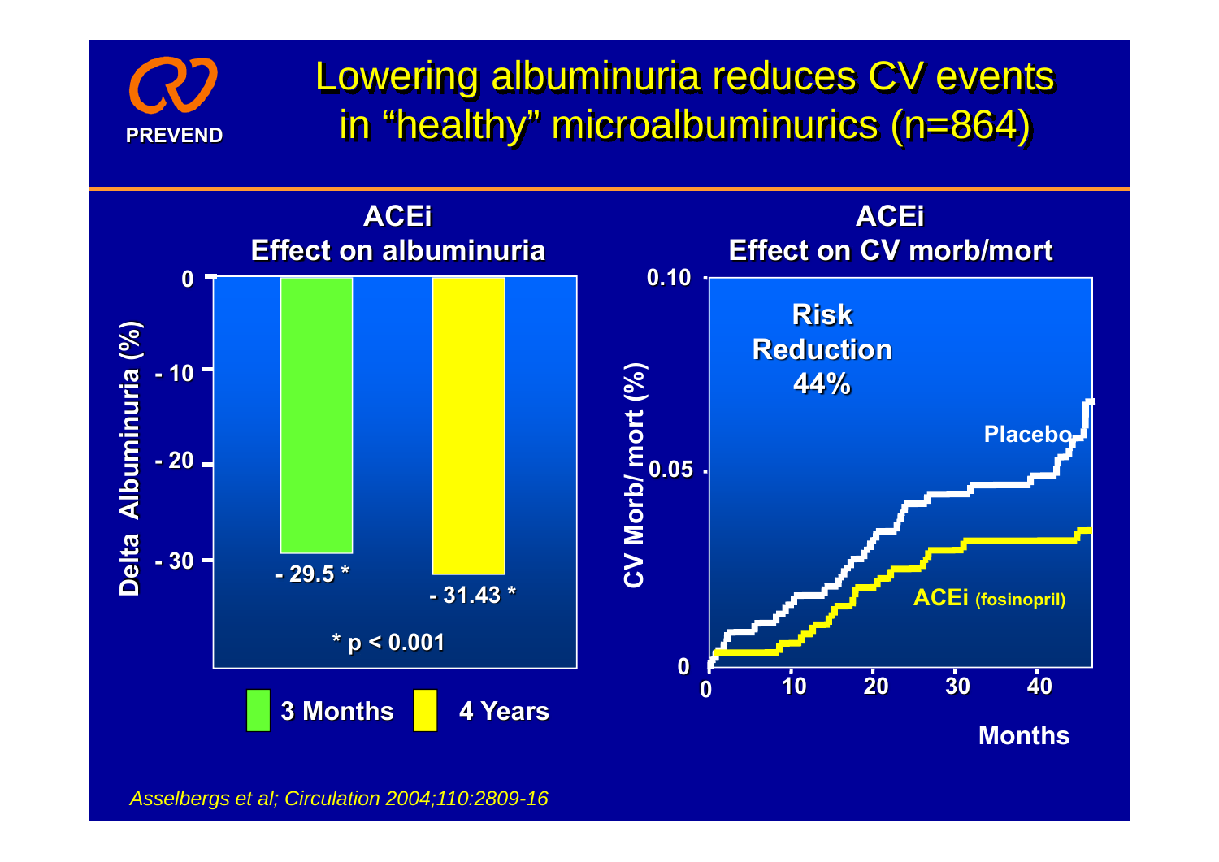# Lowering albuminuria reduces CV events in "healthy" microalbuminurics (n=864)

PREVEND

## ACEi
### Effect on albuminuria

Delta Albuminuria (%)

| | 3 Months | 4 Years |
|---|---|---|
| Delta Albuminuria (%) | - 29.5 * | - 31.43 * |

* p < 0.001

## ACEi
### Effect on CV morb/mort

Risk Reduction 44%

CV Morb/ mort (%) — Placebo vs. ACEi (fosinopril), over Months (0–40)

*Asselbergs et al; Circulation 2004;110:2809-16*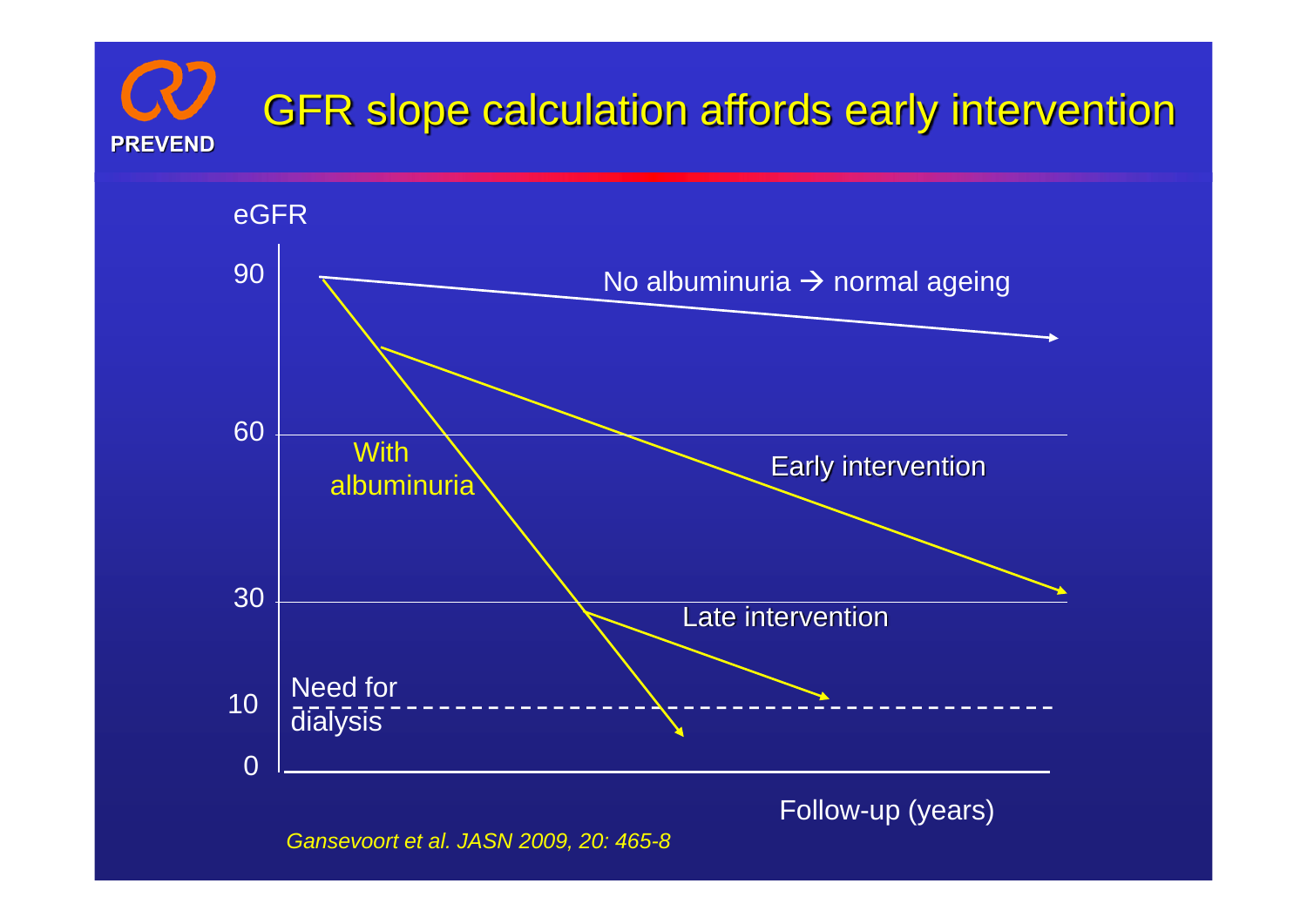# GFR slope calculation affords early intervention

eGFR

90

60

30

10

0

No albuminuria → normal ageing

With albuminuria

Early intervention

Late intervention

Need for dialysis

Follow-up (years)

*Gansevoort et al. JASN 2009, 20: 465-8*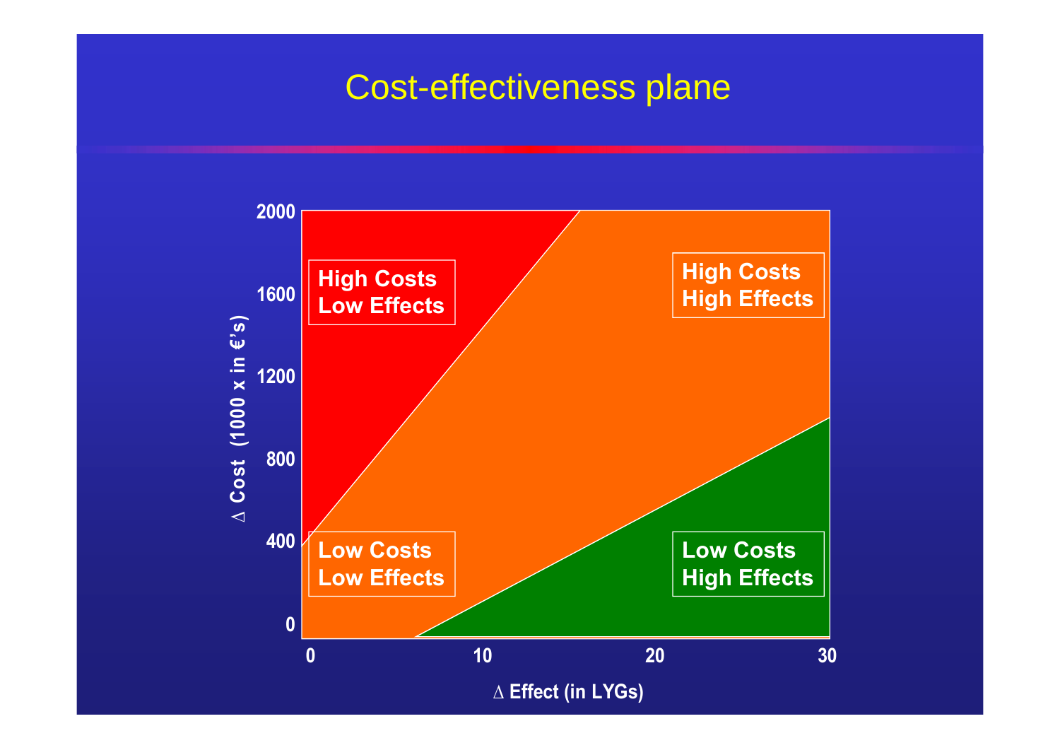# Cost-effectiveness plane

High Costs
Low Effects

High Costs
High Effects

Low Costs
Low Effects

Low Costs
High Effects

$\Delta$ Cost (1000 x in €'s)

$\Delta$ Effect (in LYGs)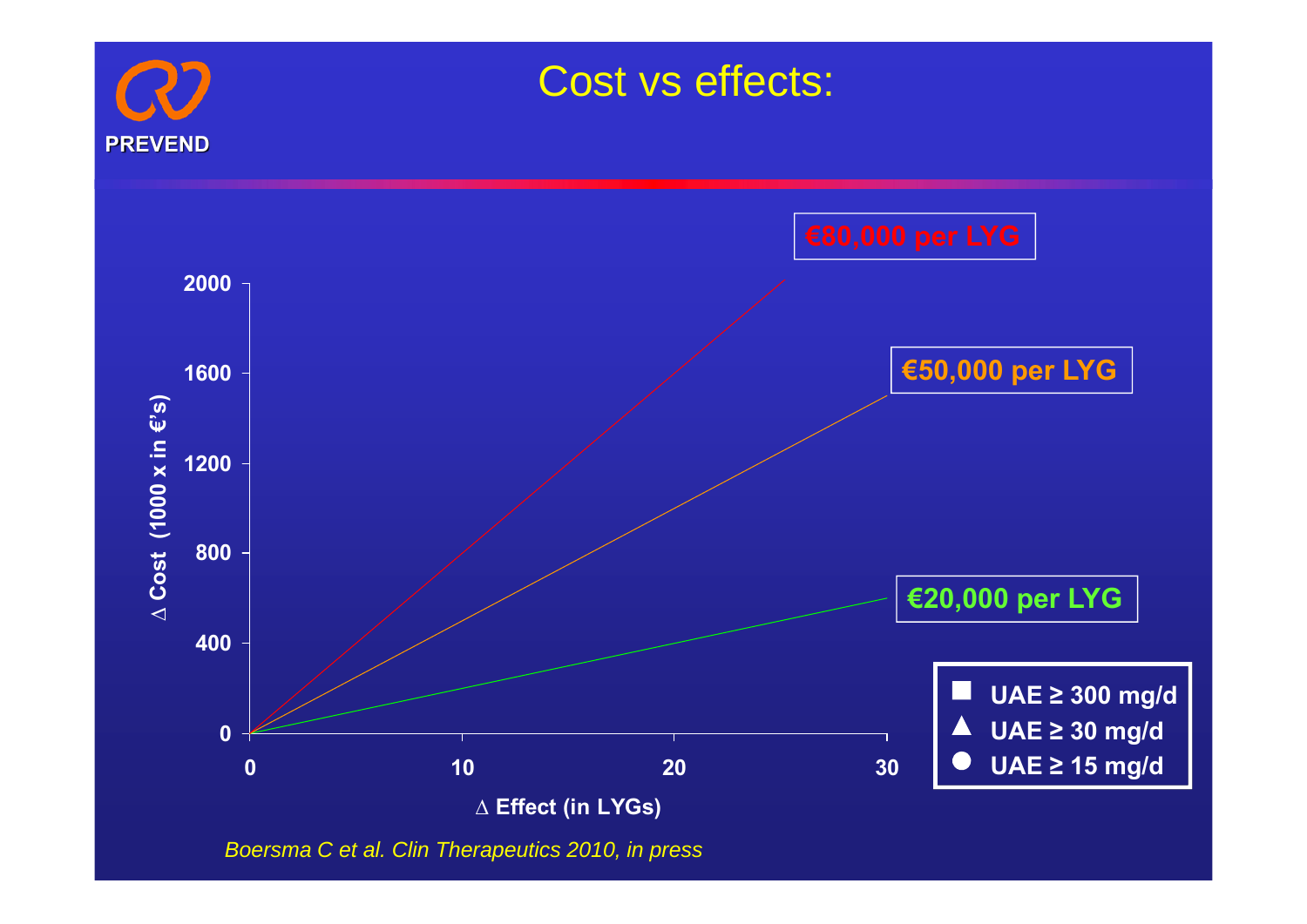# Cost vs effects:

€80,000 per LYG

€50,000 per LYG

€20,000 per LYG

Δ Cost (1000 x in €'s): 0, 400, 800, 1200, 1600, 2000

Δ Effect (in LYGs): 0, 10, 20, 30

- ■ UAE ≥ 300 mg/d
- ▲ UAE ≥ 30 mg/d
- ● UAE ≥ 15 mg/d

*Boersma C et al. Clin Therapeutics 2010, in press*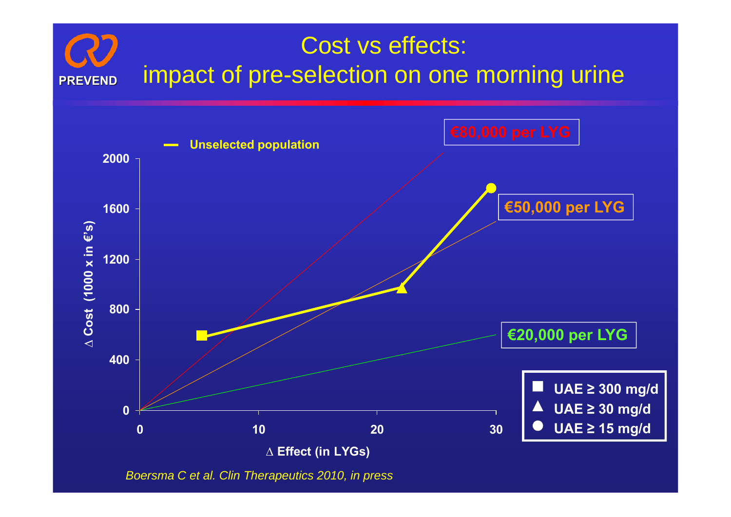# Cost vs effects: impact of pre-selection on one morning urine

PREVEND

— Unselected population

€80,000 per LYG

€50,000 per LYG

€20,000 per LYG

Δ Cost (1000 x in €'s): 0, 400, 800, 1200, 1600, 2000

Δ Effect (in LYGs): 0, 10, 20, 30

- ■ UAE ≥ 300 mg/d
- ▲ UAE ≥ 30 mg/d
- ● UAE ≥ 15 mg/d

*Boersma C et al. Clin Therapeutics 2010, in press*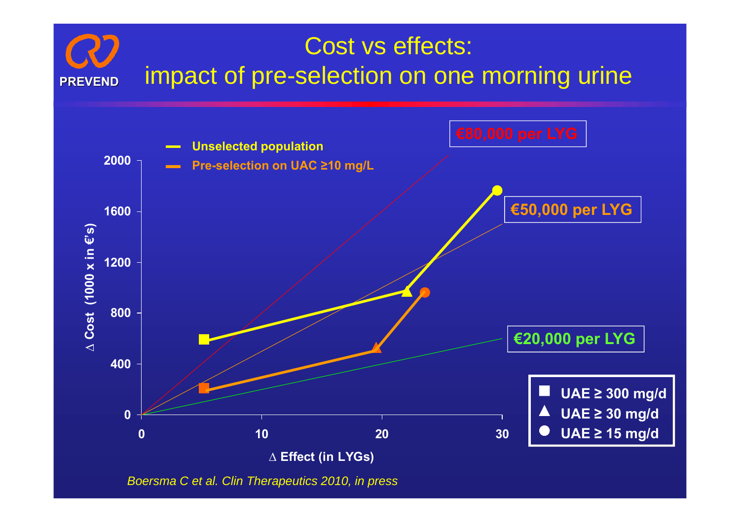# Cost vs effects: impact of pre-selection on one morning urine

PREVEND

- Unselected population
- Pre-selection on UAC ≥10 mg/L

€80,000 per LYG

€50,000 per LYG

€20,000 per LYG

Δ Cost (1000 x in €'s)

Δ Effect (in LYGs)

- ■ UAE ≥ 300 mg/d
- ▲ UAE ≥ 30 mg/d
- ● UAE ≥ 15 mg/d

*Boersma C et al. Clin Therapeutics 2010, in press*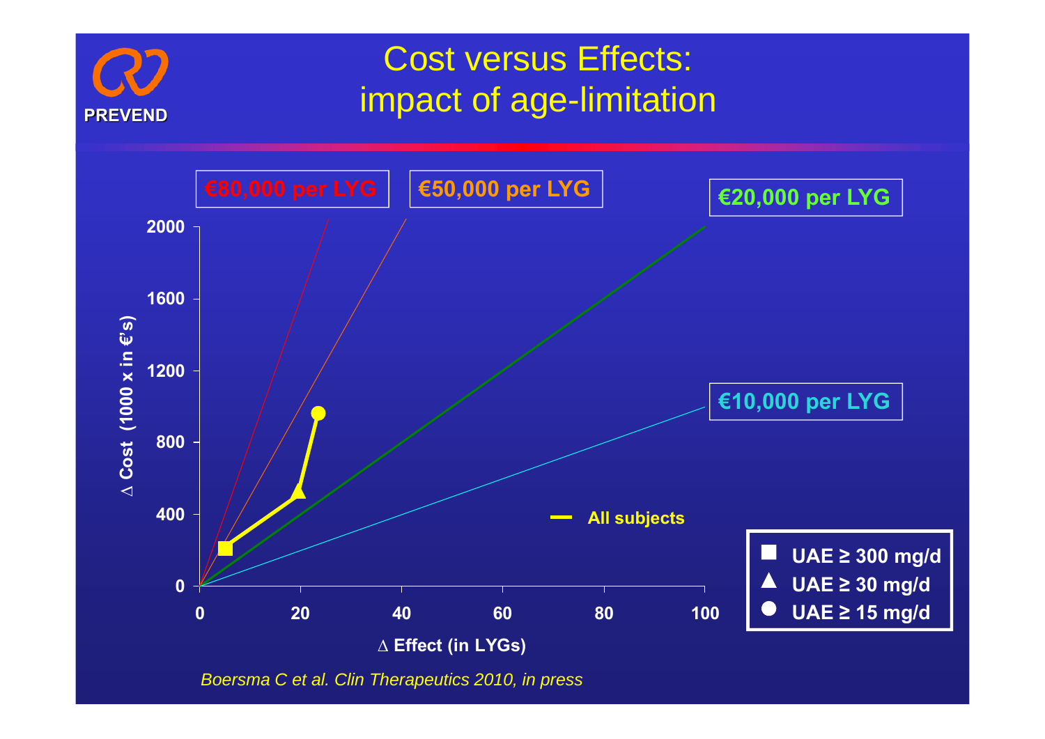# Cost versus Effects: impact of age-limitation

PREVEND

€80,000 per LYG

€50,000 per LYG

€20,000 per LYG

€10,000 per LYG

Δ Cost (1000 x in €'s)

Δ Effect (in LYGs)

All subjects

- UAE ≥ 300 mg/d
- UAE ≥ 30 mg/d
- UAE ≥ 15 mg/d

*Boersma C et al. Clin Therapeutics 2010, in press*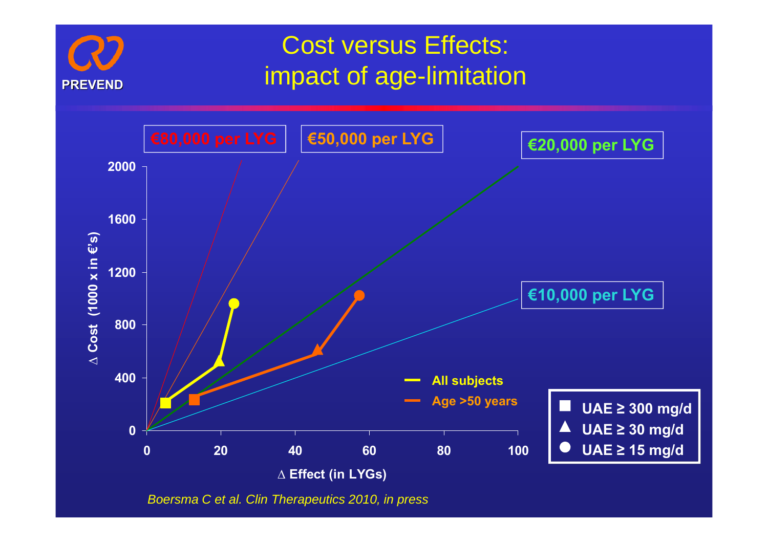# Cost versus Effects: impact of age-limitation

PREVEND

€80,000 per LYG

€50,000 per LYG

€20,000 per LYG

€10,000 per LYG

Δ Cost (1000 x in €'s)

Δ Effect (in LYGs)

- All subjects
- Age >50 years

- ■ UAE ≥ 300 mg/d
- ▲ UAE ≥ 30 mg/d
- ● UAE ≥ 15 mg/d

*Boersma C et al. Clin Therapeutics 2010, in press*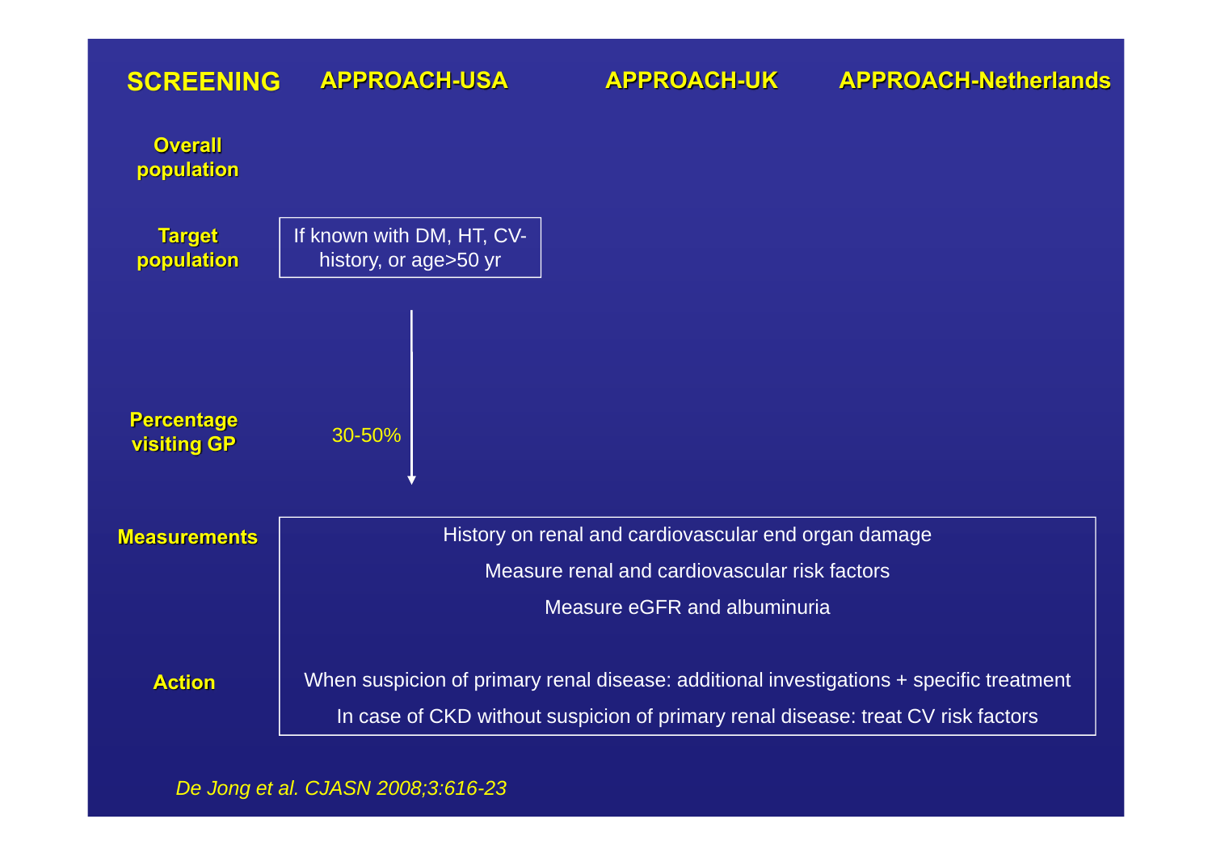| SCREENING | APPROACH-USA | APPROACH-UK | APPROACH-Netherlands |
|---|---|---|---|
| Overall population | | | |
| Target population | If known with DM, HT, CV-history, or age>50 yr | | |
| Percentage visiting GP | 30-50% | | |
| Measurements | History on renal and cardiovascular end organ damage<br>Measure renal and cardiovascular risk factors<br>Measure eGFR and albuminuria | | |
| Action | When suspicion of primary renal disease: additional investigations + specific treatment<br>In case of CKD without suspicion of primary renal disease: treat CV risk factors | | |

*De Jong et al. CJASN 2008;3:616-23*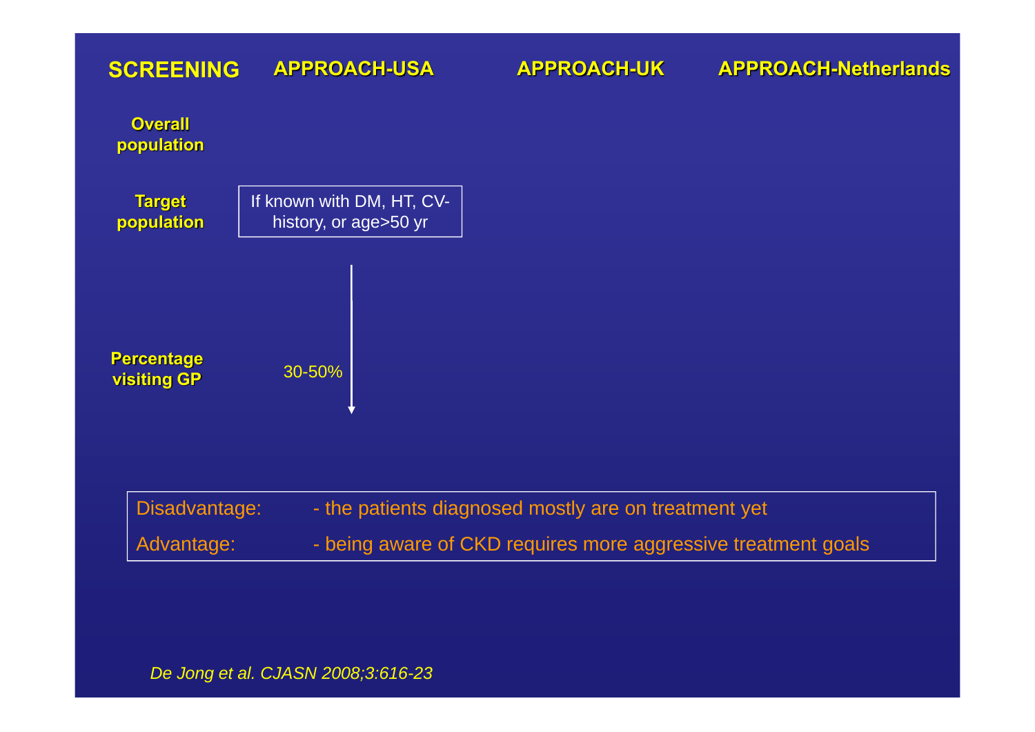| SCREENING | APPROACH-USA | APPROACH-UK | APPROACH-Netherlands |
|---|---|---|---|
| Overall population | | | |
| Target population | If known with DM, HT, CV-history, or age>50 yr | | |
| Percentage visiting GP | 30-50% | | |

| | |
|---|---|
| Disadvantage: | - the patients diagnosed mostly are on treatment yet |
| Advantage: | - being aware of CKD requires more aggressive treatment goals |

*De Jong et al. CJASN 2008;3:616-23*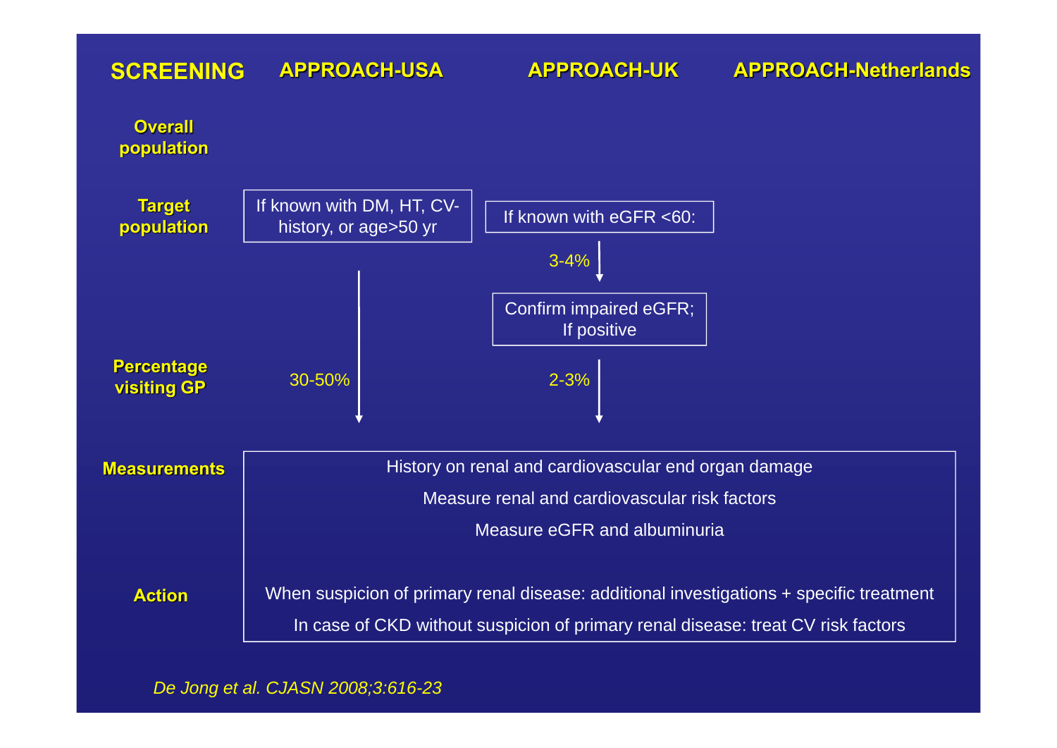| SCREENING | APPROACH-USA | APPROACH-UK | APPROACH-Netherlands |
|---|---|---|---|
| Overall population | | | |
| Target population | If known with DM, HT, CV-history, or age>50 yr | If known with eGFR <60: | |
| | | ↓ 3-4% | |
| | | Confirm impaired eGFR; If positive | |
| Percentage visiting GP | ↓ 30-50% | ↓ 2-3% | |
| Measurements | History on renal and cardiovascular end organ damage<br>Measure renal and cardiovascular risk factors<br>Measure eGFR and albuminuria | | |
| Action | When suspicion of primary renal disease: additional investigations + specific treatment<br>In case of CKD without suspicion of primary renal disease: treat CV risk factors | | |

*De Jong et al. CJASN 2008;3:616-23*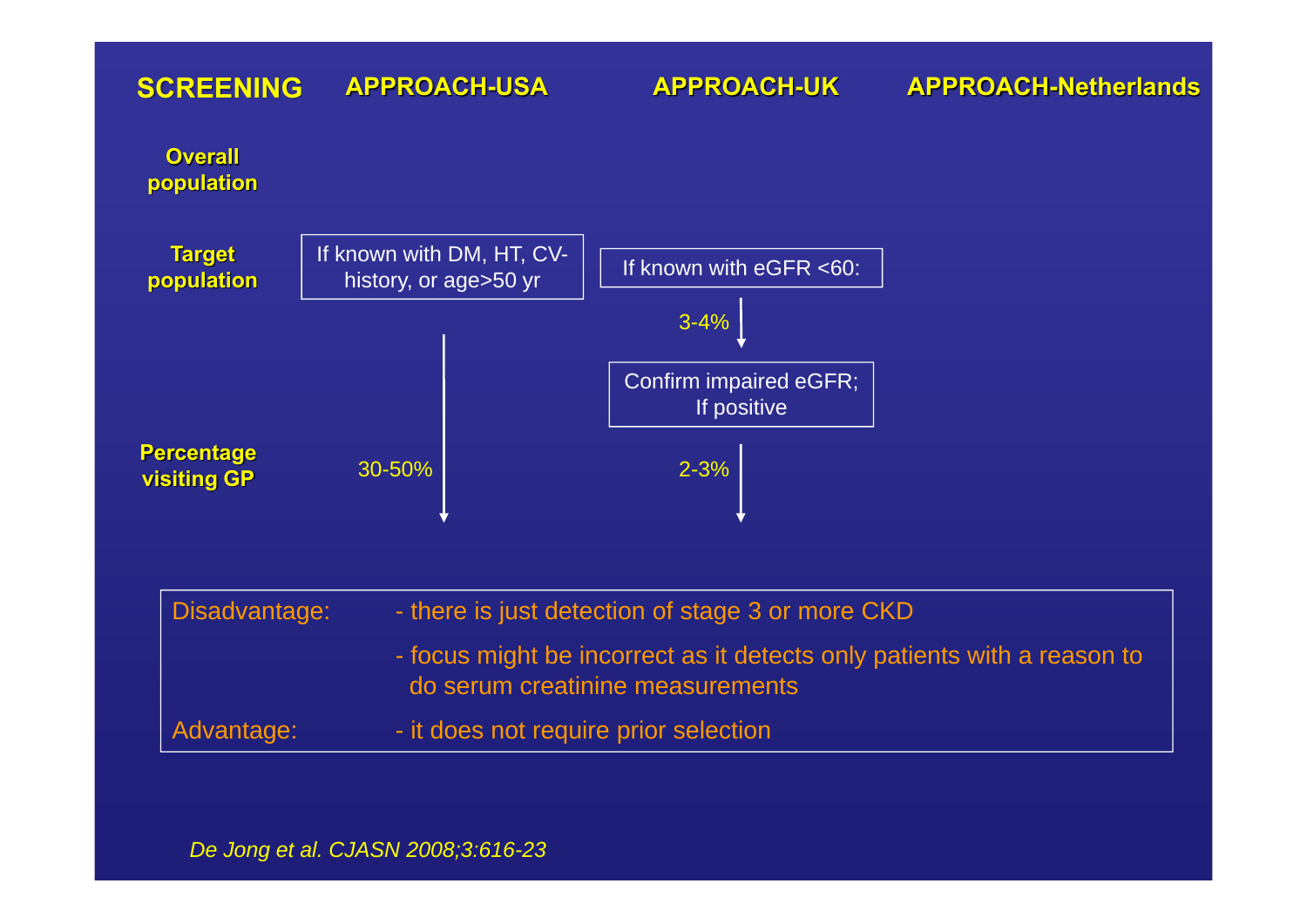| SCREENING | APPROACH-USA | APPROACH-UK | APPROACH-Netherlands |
|---|---|---|---|
| Overall population | | | |
| Target population | If known with DM, HT, CV-history, or age>50 yr | If known with eGFR <60: | |
| | | ↓ 3-4% | |
| | | Confirm impaired eGFR; If positive | |
| Percentage visiting GP | ↓ 30-50% | ↓ 2-3% | |

Disadvantage:
- there is just detection of stage 3 or more CKD
- focus might be incorrect as it detects only patients with a reason to do serum creatinine measurements

Advantage:
- it does not require prior selection

*De Jong et al. CJASN 2008;3:616-23*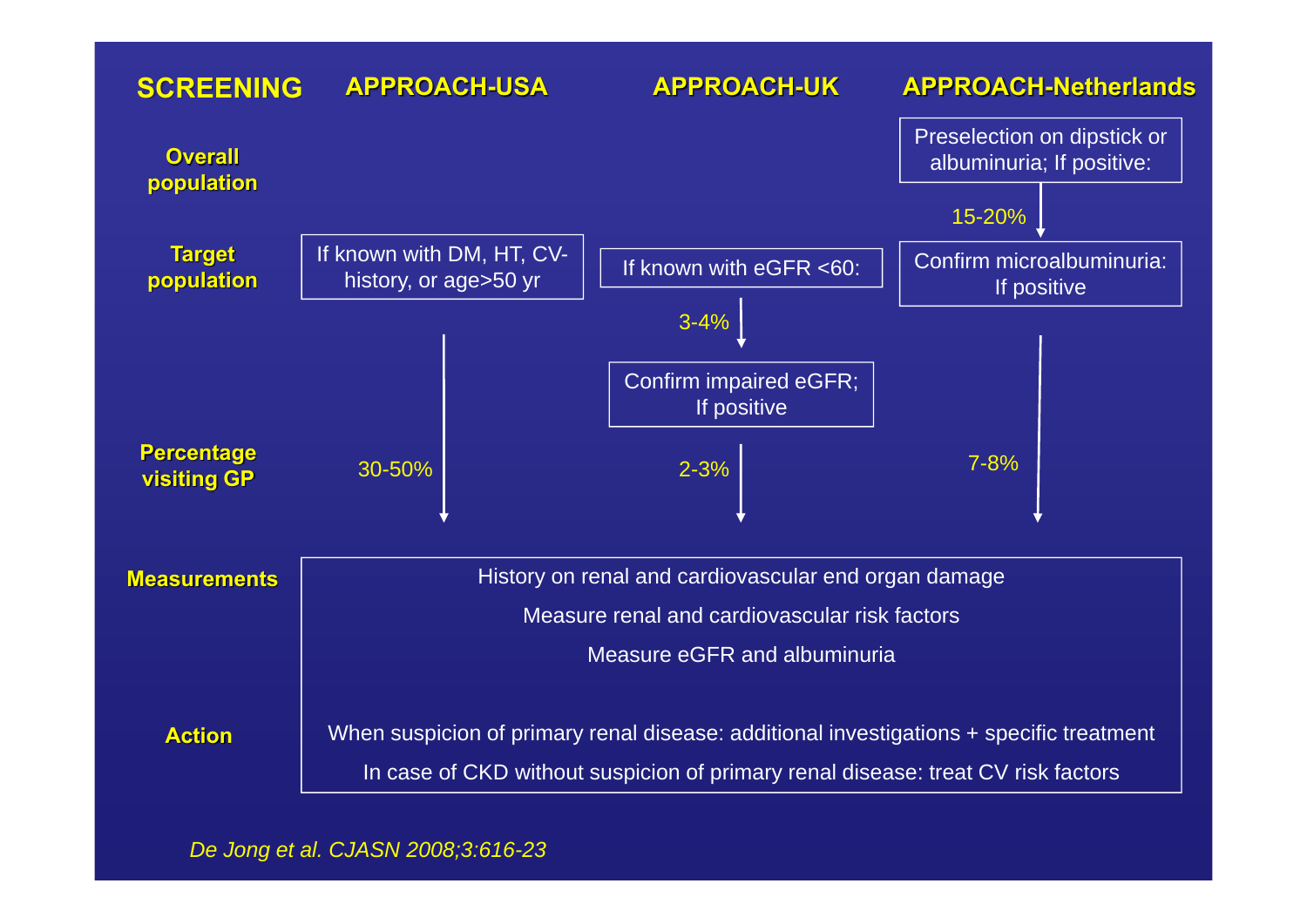| SCREENING | APPROACH-USA | APPROACH-UK | APPROACH-Netherlands |
|---|---|---|---|
| Overall population | | | Preselection on dipstick or albuminuria; If positive: |
| | | | ↓ 15-20% |
| Target population | If known with DM, HT, CV-history, or age>50 yr | If known with eGFR <60: | Confirm microalbuminuria: If positive |
| | | ↓ 3-4% | |
| | | Confirm impaired eGFR; If positive | |
| Percentage visiting GP | ↓ 30-50% | ↓ 2-3% | ↓ 7-8% |
| Measurements | History on renal and cardiovascular end organ damage<br>Measure renal and cardiovascular risk factors<br>Measure eGFR and albuminuria | | |
| Action | When suspicion of primary renal disease: additional investigations + specific treatment<br>In case of CKD without suspicion of primary renal disease: treat CV risk factors | | |

*De Jong et al. CJASN 2008;3:616-23*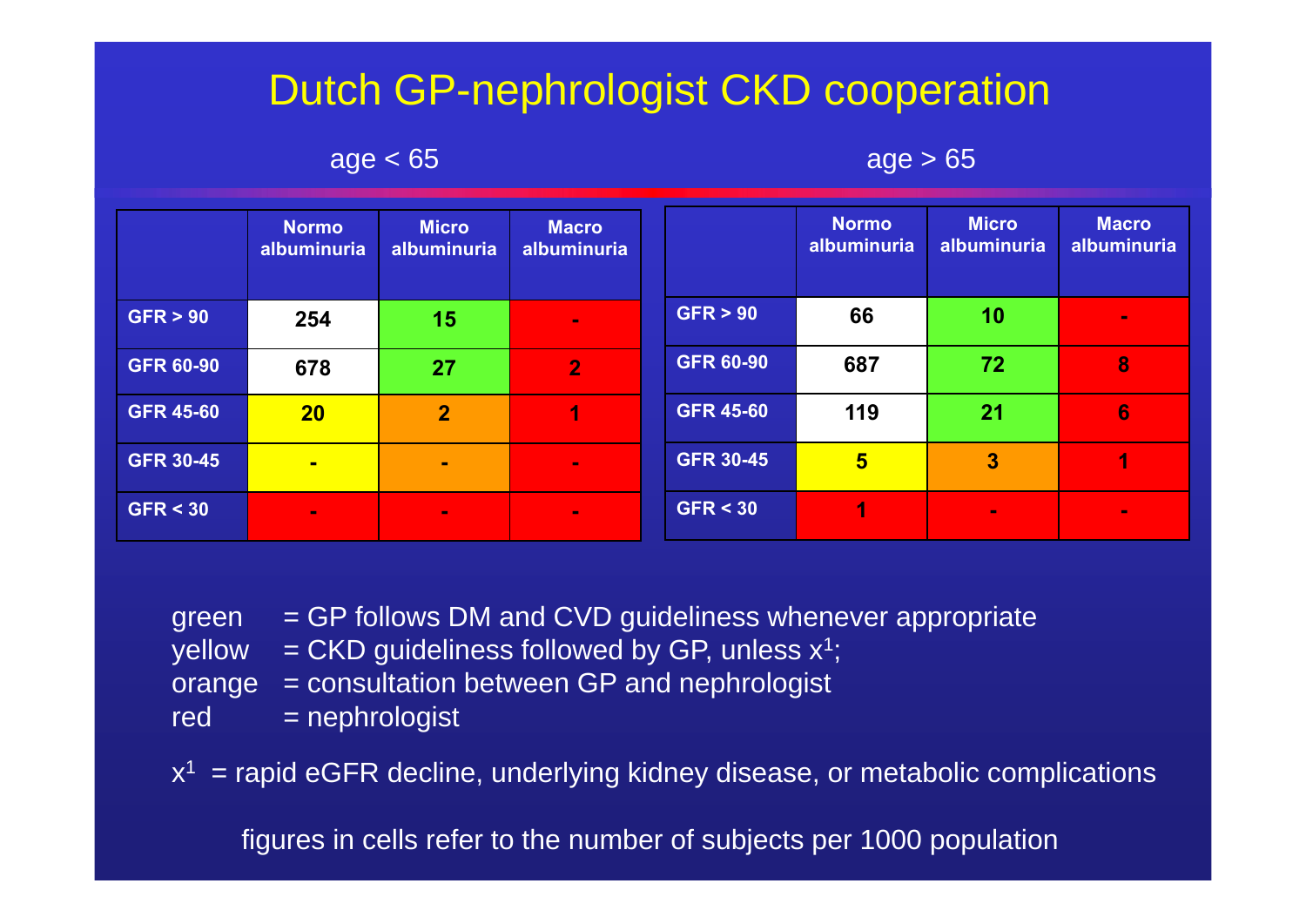# Dutch GP-nephrologist CKD cooperation

**age < 65**

| | Normo albuminuria | Micro albuminuria | Macro albuminuria |
|---|---|---|---|
| GFR > 90 | 254 | 15 | - |
| GFR 60-90 | 678 | 27 | 2 |
| GFR 45-60 | 20 | 2 | 1 |
| GFR 30-45 | - | - | - |
| GFR < 30 | - | - | - |

**age > 65**

| | Normo albuminuria | Micro albuminuria | Macro albuminuria |
|---|---|---|---|
| GFR > 90 | 66 | 10 | - |
| GFR 60-90 | 687 | 72 | 8 |
| GFR 45-60 | 119 | 21 | 6 |
| GFR 30-45 | 5 | 3 | 1 |
| GFR < 30 | 1 | - | - |

green = GP follows DM and CVD guideliness whenever appropriate
yellow = CKD guideliness followed by GP, unless $x^1$;
orange = consultation between GP and nephrologist
red = nephrologist

$x^1$ = rapid eGFR decline, underlying kidney disease, or metabolic complications

figures in cells refer to the number of subjects per 1000 population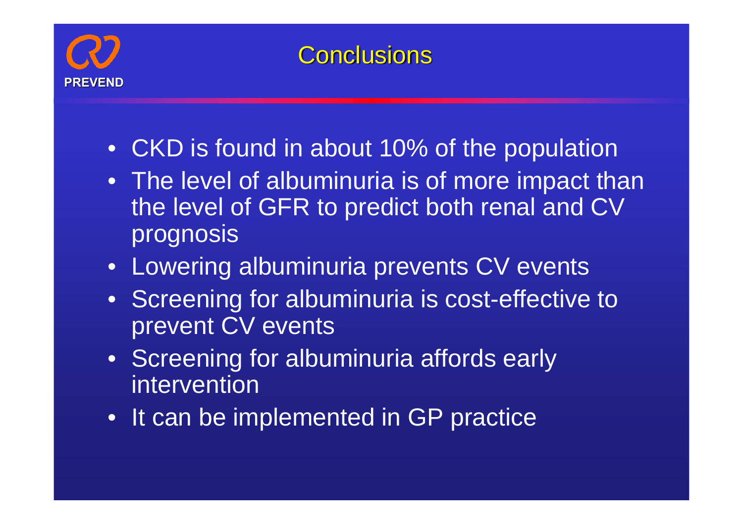PREVEND

# Conclusions

- CKD is found in about 10% of the population
- The level of albuminuria is of more impact than the level of GFR to predict both renal and CV prognosis
- Lowering albuminuria prevents CV events
- Screening for albuminuria is cost-effective to prevent CV events
- Screening for albuminuria affords early intervention
- It can be implemented in GP practice